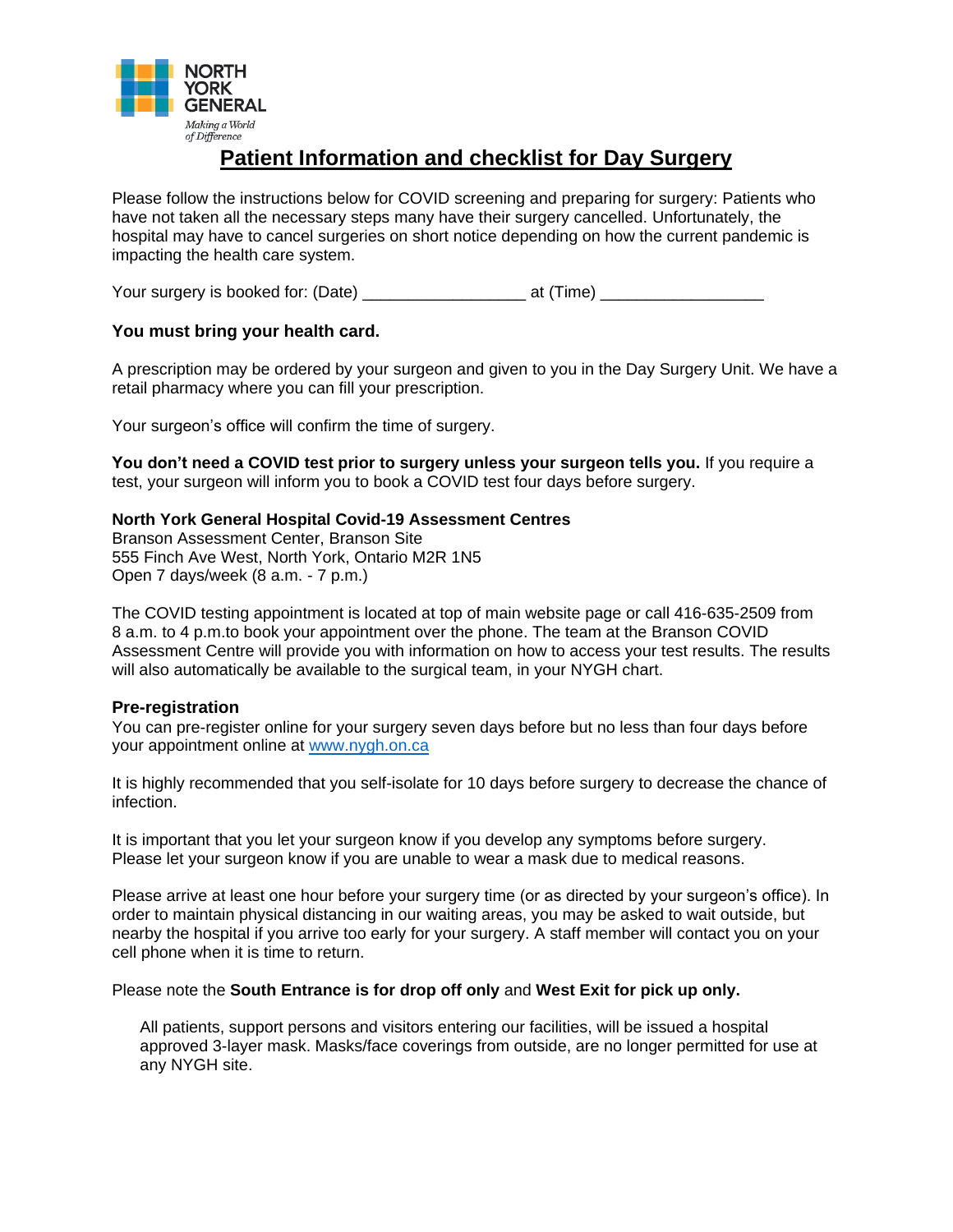NORTH YORK GENERAL

*Making a World of Difference*

# Patient Information and checklist for Day Surgery

Please follow the instructions below for COVID screening and preparing for surgery: Patients who have not taken all the necessary steps many have their surgery cancelled. Unfortunately, the hospital may have to cancel surgeries on short notice depending on how the current pandemic is impacting the health care system.

Your surgery is booked for: (Date) __________________ at (Time) __________________

**You must bring your health card.**

A prescription may be ordered by your surgeon and given to you in the Day Surgery Unit. We have a retail pharmacy where you can fill your prescription.

Your surgeon's office will confirm the time of surgery.

**You don't need a COVID test prior to surgery unless your surgeon tells you.** If you require a test, your surgeon will inform you to book a COVID test four days before surgery.

**North York General Hospital Covid-19 Assessment Centres**
Branson Assessment Center, Branson Site
555 Finch Ave West, North York, Ontario M2R 1N5
Open 7 days/week (8 a.m. - 7 p.m.)

The COVID testing appointment is located at top of main website page or call 416-635-2509 from 8 a.m. to 4 p.m.to book your appointment over the phone. The team at the Branson COVID Assessment Centre will provide you with information on how to access your test results. The results will also automatically be available to the surgical team, in your NYGH chart.

### Pre-registration

You can pre-register online for your surgery seven days before but no less than four days before your appointment online at [www.nygh.on.ca](http://www.nygh.on.ca)

It is highly recommended that you self-isolate for 10 days before surgery to decrease the chance of infection.

It is important that you let your surgeon know if you develop any symptoms before surgery. Please let your surgeon know if you are unable to wear a mask due to medical reasons.

Please arrive at least one hour before your surgery time (or as directed by your surgeon's office). In order to maintain physical distancing in our waiting areas, you may be asked to wait outside, but nearby the hospital if you arrive too early for your surgery. A staff member will contact you on your cell phone when it is time to return.

Please note the **South Entrance is for drop off only** and **West Exit for pick up only.**

All patients, support persons and visitors entering our facilities, will be issued a hospital approved 3-layer mask. Masks/face coverings from outside, are no longer permitted for use at any NYGH site.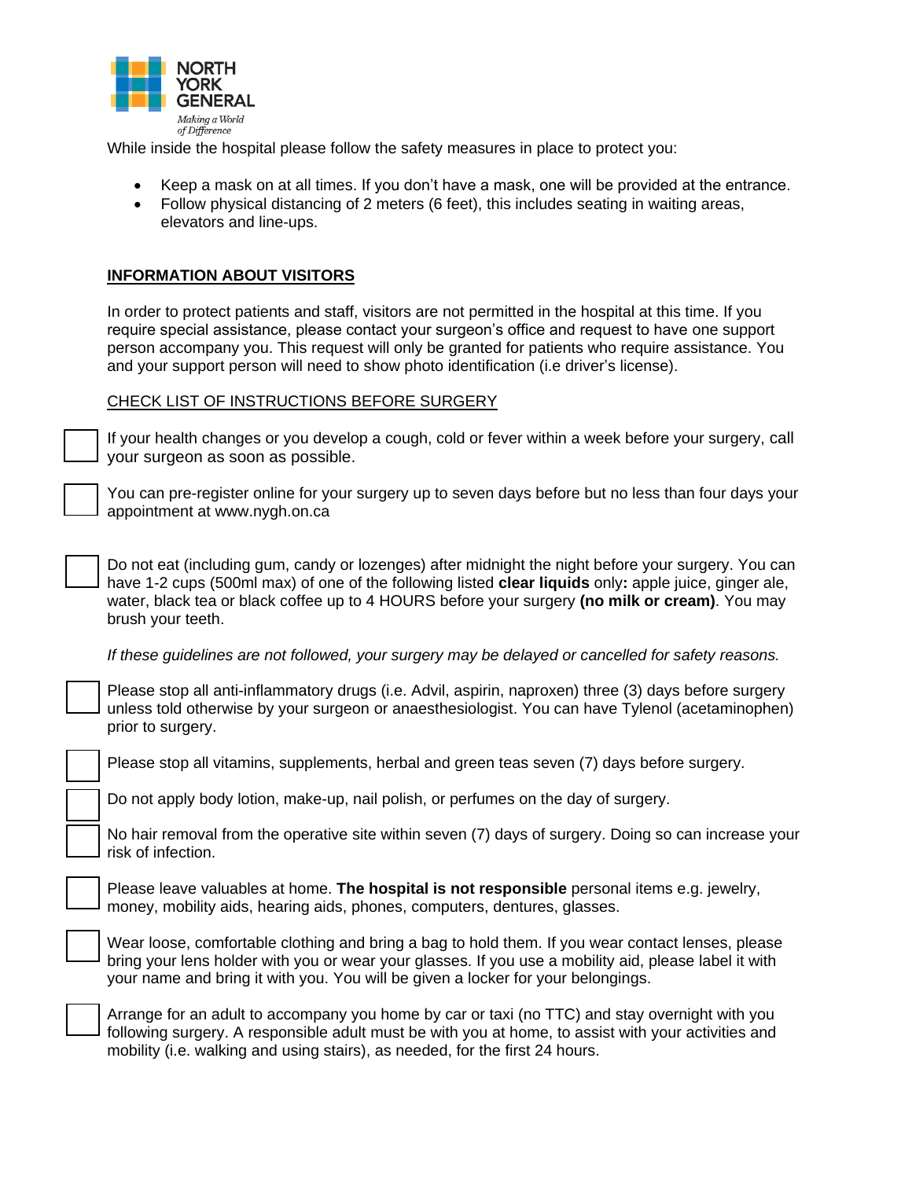NORTH YORK GENERAL

*Making a World of Difference*

While inside the hospital please follow the safety measures in place to protect you:

- Keep a mask on at all times. If you don't have a mask, one will be provided at the entrance.
- Follow physical distancing of 2 meters (6 feet), this includes seating in waiting areas, elevators and line-ups.

## **INFORMATION ABOUT VISITORS**

In order to protect patients and staff, visitors are not permitted in the hospital at this time. If you require special assistance, please contact your surgeon's office and request to have one support person accompany you. This request will only be granted for patients who require assistance. You and your support person will need to show photo identification (i.e driver's license).

### CHECK LIST OF INSTRUCTIONS BEFORE SURGERY

- [ ] If your health changes or you develop a cough, cold or fever within a week before your surgery, call your surgeon as soon as possible.
- [ ] You can pre-register online for your surgery up to seven days before but no less than four days your appointment at www.nygh.on.ca
- [ ] Do not eat (including gum, candy or lozenges) after midnight the night before your surgery. You can have 1-2 cups (500ml max) of one of the following listed **clear liquids** only**:** apple juice, ginger ale, water, black tea or black coffee up to 4 HOURS before your surgery **(no milk or cream)**. You may brush your teeth.

*If these guidelines are not followed, your surgery may be delayed or cancelled for safety reasons.*

- [ ] Please stop all anti-inflammatory drugs (i.e. Advil, aspirin, naproxen) three (3) days before surgery unless told otherwise by your surgeon or anaesthesiologist. You can have Tylenol (acetaminophen) prior to surgery.
- [ ] Please stop all vitamins, supplements, herbal and green teas seven (7) days before surgery.
- [ ] Do not apply body lotion, make-up, nail polish, or perfumes on the day of surgery.
- [ ] No hair removal from the operative site within seven (7) days of surgery. Doing so can increase your risk of infection.
- [ ] Please leave valuables at home. **The hospital is not responsible** personal items e.g. jewelry, money, mobility aids, hearing aids, phones, computers, dentures, glasses.
- [ ] Wear loose, comfortable clothing and bring a bag to hold them. If you wear contact lenses, please bring your lens holder with you or wear your glasses. If you use a mobility aid, please label it with your name and bring it with you. You will be given a locker for your belongings.
- [ ] Arrange for an adult to accompany you home by car or taxi (no TTC) and stay overnight with you following surgery. A responsible adult must be with you at home, to assist with your activities and mobility (i.e. walking and using stairs), as needed, for the first 24 hours.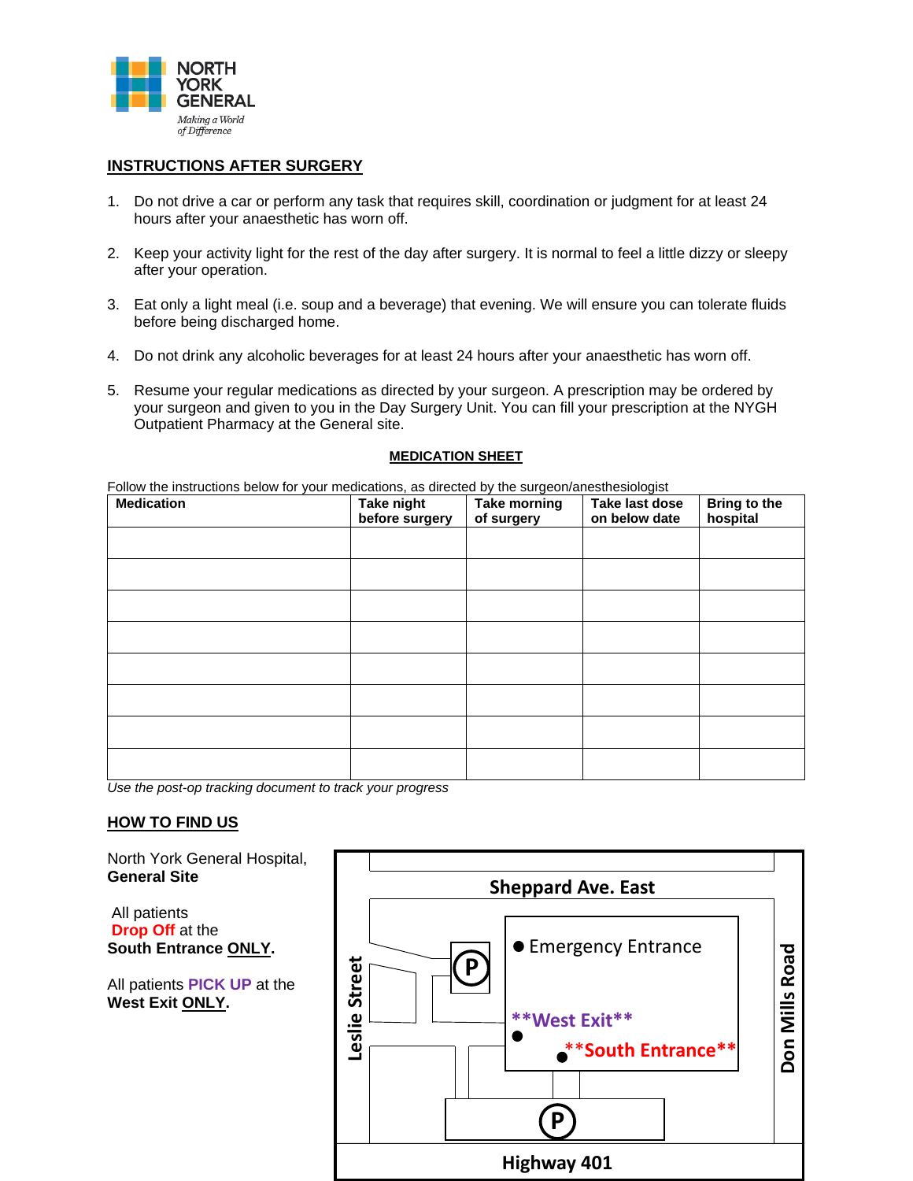NORTH YORK GENERAL

*Making a World of Difference*

## INSTRUCTIONS AFTER SURGERY

1. Do not drive a car or perform any task that requires skill, coordination or judgment for at least 24 hours after your anaesthetic has worn off.

2. Keep your activity light for the rest of the day after surgery. It is normal to feel a little dizzy or sleepy after your operation.

3. Eat only a light meal (i.e. soup and a beverage) that evening. We will ensure you can tolerate fluids before being discharged home.

4. Do not drink any alcoholic beverages for at least 24 hours after your anaesthetic has worn off.

5. Resume your regular medications as directed by your surgeon. A prescription may be ordered by your surgeon and given to you in the Day Surgery Unit. You can fill your prescription at the NYGH Outpatient Pharmacy at the General site.

## MEDICATION SHEET

Follow the instructions below for your medications, as directed by the surgeon/anesthesiologist

| Medication | Take night before surgery | Take morning of surgery | Take last dose on below date | Bring to the hospital |
|---|---|---|---|---|
| | | | | |
| | | | | |
| | | | | |
| | | | | |
| | | | | |
| | | | | |
| | | | | |
| | | | | |

*Use the post-op tracking document to track your progress*

## HOW TO FIND US

North York General Hospital,
**General Site**

All patients **Drop Off** at the **South Entrance ONLY**.

All patients **PICK UP** at the **West Exit ONLY**.

Sheppard Ave. East

Leslie Street

Don Mills Road

Highway 401

P

P

Emergency Entrance

**West Exit**

**South Entrance**